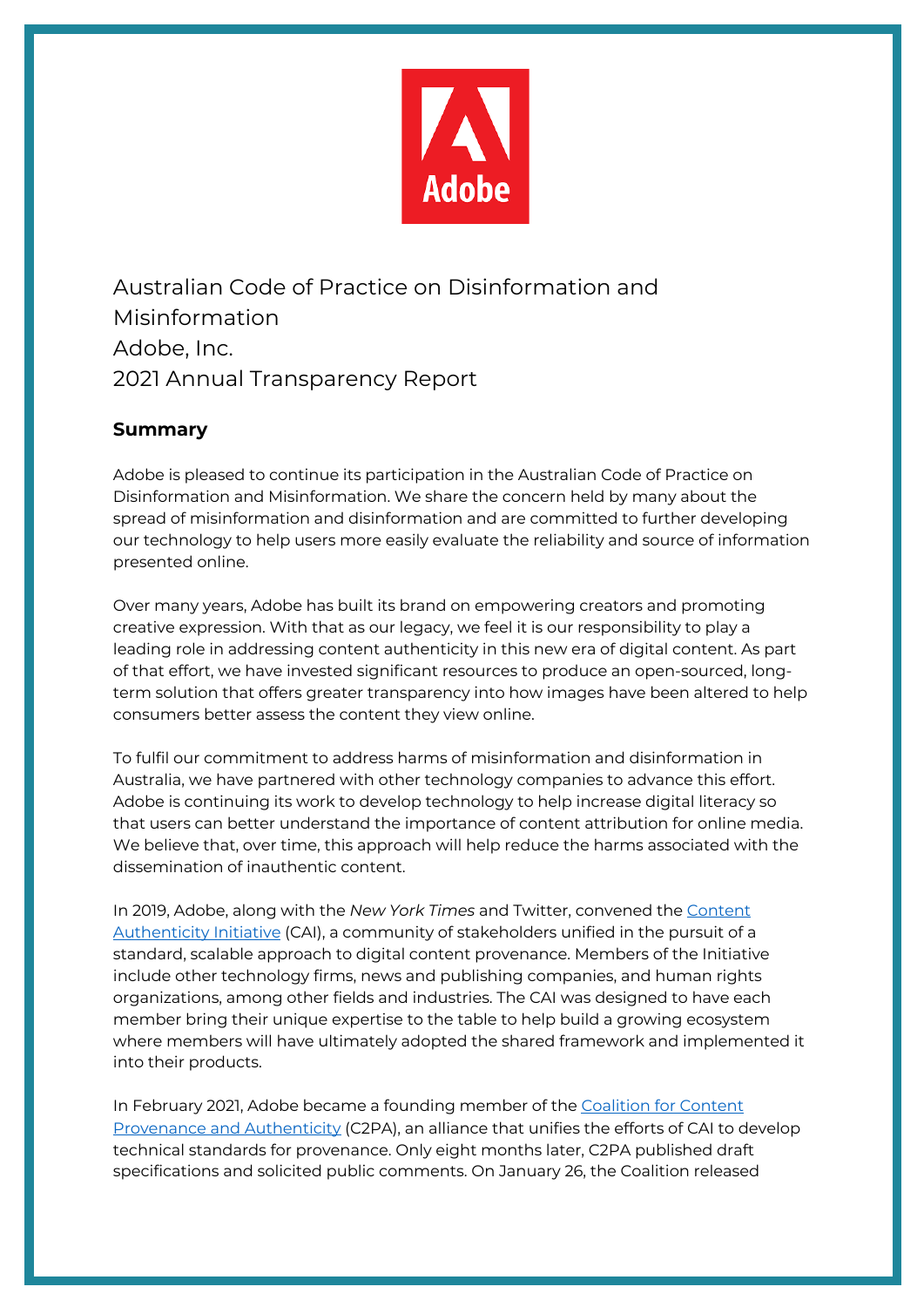# Australian Code of Practice on Disinformation and Misinformation
# Adobe, Inc.
# 2021 Annual Transparency Report

## Summary

Adobe is pleased to continue its participation in the Australian Code of Practice on Disinformation and Misinformation. We share the concern held by many about the spread of misinformation and disinformation and are committed to further developing our technology to help users more easily evaluate the reliability and source of information presented online.

Over many years, Adobe has built its brand on empowering creators and promoting creative expression. With that as our legacy, we feel it is our responsibility to play a leading role in addressing content authenticity in this new era of digital content. As part of that effort, we have invested significant resources to produce an open-sourced, long-term solution that offers greater transparency into how images have been altered to help consumers better assess the content they view online.

To fulfil our commitment to address harms of misinformation and disinformation in Australia, we have partnered with other technology companies to advance this effort. Adobe is continuing its work to develop technology to help increase digital literacy so that users can better understand the importance of content attribution for online media. We believe that, over time, this approach will help reduce the harms associated with the dissemination of inauthentic content.

In 2019, Adobe, along with the *New York Times* and Twitter, convened the Content Authenticity Initiative (CAI), a community of stakeholders unified in the pursuit of a standard, scalable approach to digital content provenance. Members of the Initiative include other technology firms, news and publishing companies, and human rights organizations, among other fields and industries. The CAI was designed to have each member bring their unique expertise to the table to help build a growing ecosystem where members will have ultimately adopted the shared framework and implemented it into their products.

In February 2021, Adobe became a founding member of the Coalition for Content Provenance and Authenticity (C2PA), an alliance that unifies the efforts of CAI to develop technical standards for provenance. Only eight months later, C2PA published draft specifications and solicited public comments. On January 26, the Coalition released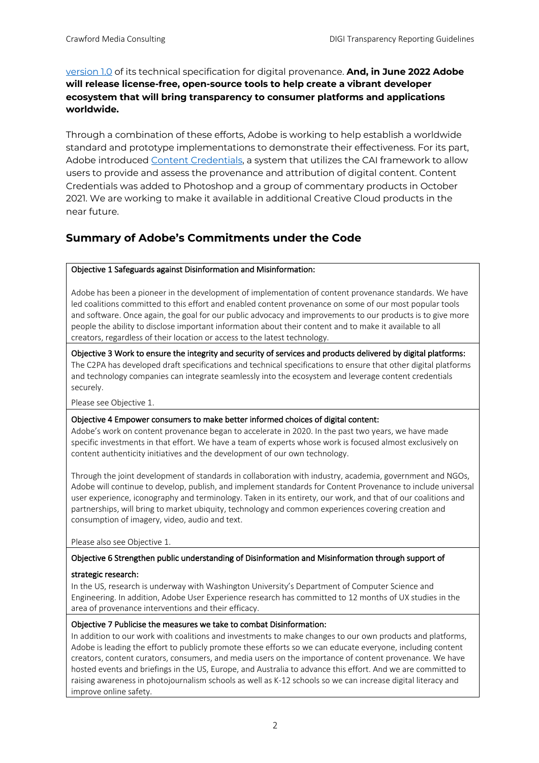version 1.0 of its technical specification for digital provenance. **And, in June 2022 Adobe will release license-free, open-source tools to help create a vibrant developer ecosystem that will bring transparency to consumer platforms and applications worldwide.**

Through a combination of these efforts, Adobe is working to help establish a worldwide standard and prototype implementations to demonstrate their effectiveness. For its part, Adobe introduced Content Credentials, a system that utilizes the CAI framework to allow users to provide and assess the provenance and attribution of digital content. Content Credentials was added to Photoshop and a group of commentary products in October 2021. We are working to make it available in additional Creative Cloud products in the near future.

## Summary of Adobe's Commitments under the Code

**Objective 1 Safeguards against Disinformation and Misinformation:**

Adobe has been a pioneer in the development of implementation of content provenance standards. We have led coalitions committed to this effort and enabled content provenance on some of our most popular tools and software. Once again, the goal for our public advocacy and improvements to our products is to give more people the ability to disclose important information about their content and to make it available to all creators, regardless of their location or access to the latest technology.

**Objective 3 Work to ensure the integrity and security of services and products delivered by digital platforms:**

The C2PA has developed draft specifications and technical specifications to ensure that other digital platforms and technology companies can integrate seamlessly into the ecosystem and leverage content credentials securely.

Please see Objective 1.

**Objective 4 Empower consumers to make better informed choices of digital content:**

Adobe's work on content provenance began to accelerate in 2020. In the past two years, we have made specific investments in that effort. We have a team of experts whose work is focused almost exclusively on content authenticity initiatives and the development of our own technology.

Through the joint development of standards in collaboration with industry, academia, government and NGOs, Adobe will continue to develop, publish, and implement standards for Content Provenance to include universal user experience, iconography and terminology. Taken in its entirety, our work, and that of our coalitions and partnerships, will bring to market ubiquity, technology and common experiences covering creation and consumption of imagery, video, audio and text.

Please also see Objective 1.

**Objective 6 Strengthen public understanding of Disinformation and Misinformation through support of strategic research:**

In the US, research is underway with Washington University's Department of Computer Science and Engineering. In addition, Adobe User Experience research has committed to 12 months of UX studies in the area of provenance interventions and their efficacy.

**Objective 7 Publicise the measures we take to combat Disinformation:**

In addition to our work with coalitions and investments to make changes to our own products and platforms, Adobe is leading the effort to publicly promote these efforts so we can educate everyone, including content creators, content curators, consumers, and media users on the importance of content provenance. We have hosted events and briefings in the US, Europe, and Australia to advance this effort. And we are committed to raising awareness in photojournalism schools as well as K-12 schools so we can increase digital literacy and improve online safety.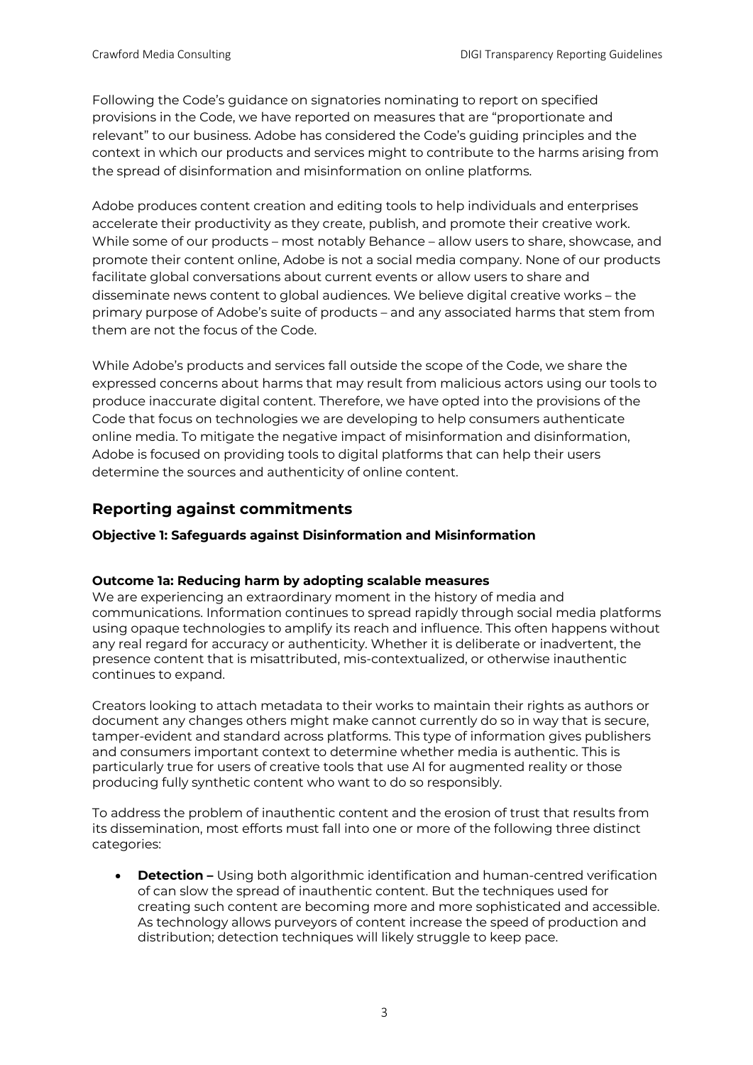Following the Code's guidance on signatories nominating to report on specified provisions in the Code, we have reported on measures that are "proportionate and relevant" to our business. Adobe has considered the Code's guiding principles and the context in which our products and services might to contribute to the harms arising from the spread of disinformation and misinformation on online platforms.

Adobe produces content creation and editing tools to help individuals and enterprises accelerate their productivity as they create, publish, and promote their creative work. While some of our products – most notably Behance – allow users to share, showcase, and promote their content online, Adobe is not a social media company. None of our products facilitate global conversations about current events or allow users to share and disseminate news content to global audiences. We believe digital creative works – the primary purpose of Adobe's suite of products – and any associated harms that stem from them are not the focus of the Code.

While Adobe's products and services fall outside the scope of the Code, we share the expressed concerns about harms that may result from malicious actors using our tools to produce inaccurate digital content. Therefore, we have opted into the provisions of the Code that focus on technologies we are developing to help consumers authenticate online media. To mitigate the negative impact of misinformation and disinformation, Adobe is focused on providing tools to digital platforms that can help their users determine the sources and authenticity of online content.

## Reporting against commitments

### Objective 1: Safeguards against Disinformation and Misinformation

**Outcome 1a: Reducing harm by adopting scalable measures**

We are experiencing an extraordinary moment in the history of media and communications. Information continues to spread rapidly through social media platforms using opaque technologies to amplify its reach and influence. This often happens without any real regard for accuracy or authenticity. Whether it is deliberate or inadvertent, the presence content that is misattributed, mis-contextualized, or otherwise inauthentic continues to expand.

Creators looking to attach metadata to their works to maintain their rights as authors or document any changes others might make cannot currently do so in way that is secure, tamper-evident and standard across platforms. This type of information gives publishers and consumers important context to determine whether media is authentic. This is particularly true for users of creative tools that use AI for augmented reality or those producing fully synthetic content who want to do so responsibly.

To address the problem of inauthentic content and the erosion of trust that results from its dissemination, most efforts must fall into one or more of the following three distinct categories:

- **Detection –** Using both algorithmic identification and human-centred verification of can slow the spread of inauthentic content. But the techniques used for creating such content are becoming more and more sophisticated and accessible. As technology allows purveyors of content increase the speed of production and distribution; detection techniques will likely struggle to keep pace.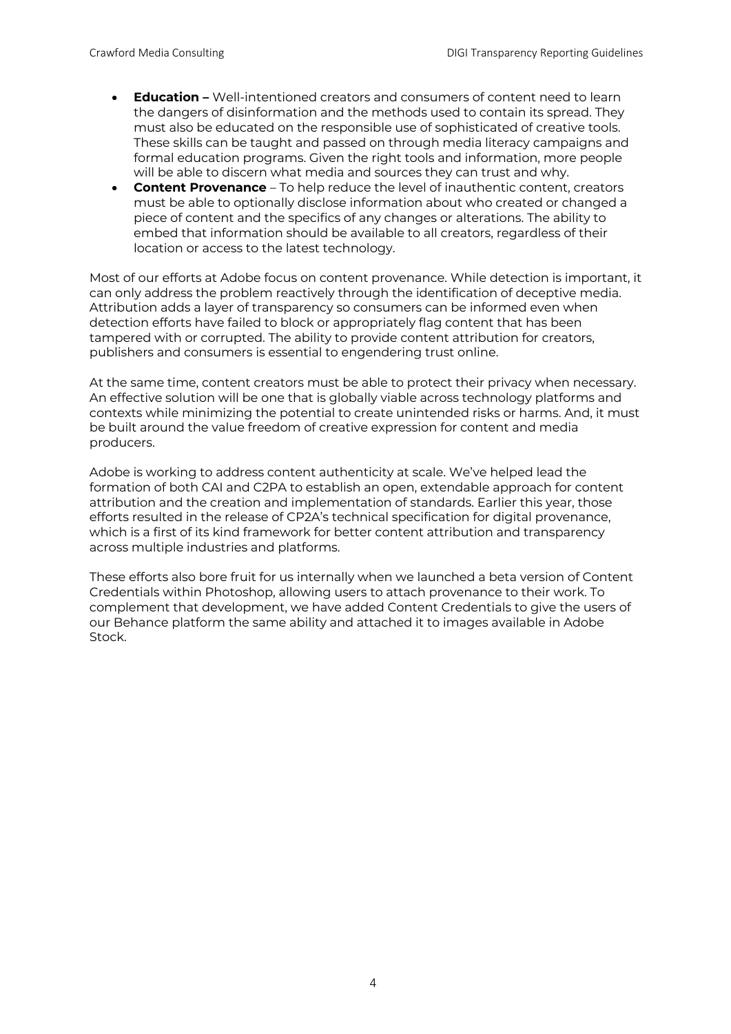- **Education –** Well-intentioned creators and consumers of content need to learn the dangers of disinformation and the methods used to contain its spread. They must also be educated on the responsible use of sophisticated of creative tools. These skills can be taught and passed on through media literacy campaigns and formal education programs. Given the right tools and information, more people will be able to discern what media and sources they can trust and why.
- **Content Provenance** – To help reduce the level of inauthentic content, creators must be able to optionally disclose information about who created or changed a piece of content and the specifics of any changes or alterations. The ability to embed that information should be available to all creators, regardless of their location or access to the latest technology.

Most of our efforts at Adobe focus on content provenance. While detection is important, it can only address the problem reactively through the identification of deceptive media. Attribution adds a layer of transparency so consumers can be informed even when detection efforts have failed to block or appropriately flag content that has been tampered with or corrupted. The ability to provide content attribution for creators, publishers and consumers is essential to engendering trust online.

At the same time, content creators must be able to protect their privacy when necessary. An effective solution will be one that is globally viable across technology platforms and contexts while minimizing the potential to create unintended risks or harms. And, it must be built around the value freedom of creative expression for content and media producers.

Adobe is working to address content authenticity at scale. We've helped lead the formation of both CAI and C2PA to establish an open, extendable approach for content attribution and the creation and implementation of standards. Earlier this year, those efforts resulted in the release of CP2A's technical specification for digital provenance, which is a first of its kind framework for better content attribution and transparency across multiple industries and platforms.

These efforts also bore fruit for us internally when we launched a beta version of Content Credentials within Photoshop, allowing users to attach provenance to their work. To complement that development, we have added Content Credentials to give the users of our Behance platform the same ability and attached it to images available in Adobe Stock.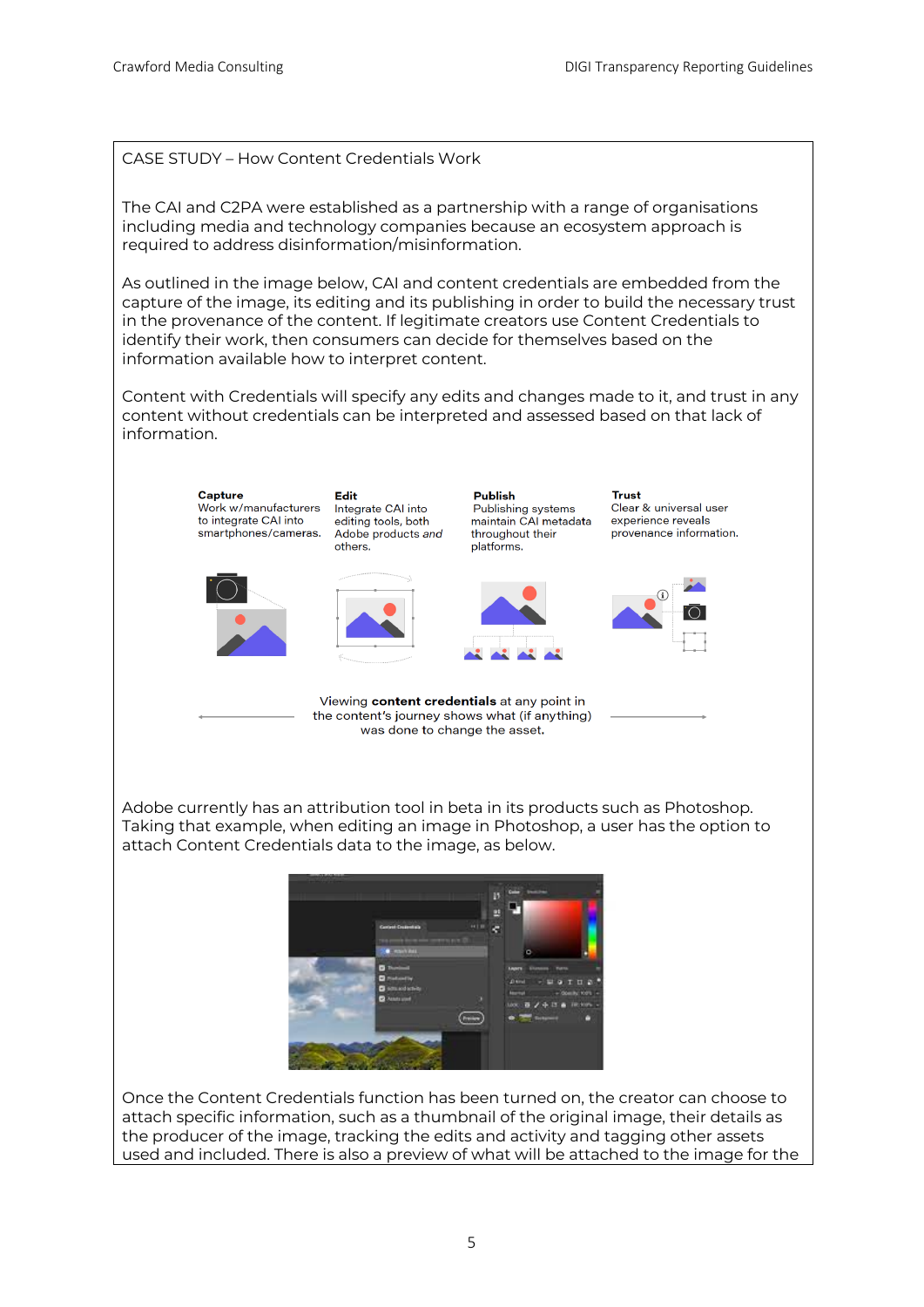CASE STUDY – How Content Credentials Work

The CAI and C2PA were established as a partnership with a range of organisations including media and technology companies because an ecosystem approach is required to address disinformation/misinformation.

As outlined in the image below, CAI and content credentials are embedded from the capture of the image, its editing and its publishing in order to build the necessary trust in the provenance of the content. If legitimate creators use Content Credentials to identify their work, then consumers can decide for themselves based on the information available how to interpret content.

Content with Credentials will specify any edits and changes made to it, and trust in any content without credentials can be interpreted and assessed based on that lack of information.

**Capture**
Work w/manufacturers to integrate CAI into smartphones/cameras.

**Edit**
Integrate CAI into editing tools, both Adobe products *and* others.

**Publish**
Publishing systems maintain CAI metadata throughout their platforms.

**Trust**
Clear & universal user experience reveals provenance information.

Viewing **content credentials** at any point in the content's journey shows what (if anything) was done to change the asset.

Adobe currently has an attribution tool in beta in its products such as Photoshop. Taking that example, when editing an image in Photoshop, a user has the option to attach Content Credentials data to the image, as below.

Once the Content Credentials function has been turned on, the creator can choose to attach specific information, such as a thumbnail of the original image, their details as the producer of the image, tracking the edits and activity and tagging other assets used and included. There is also a preview of what will be attached to the image for the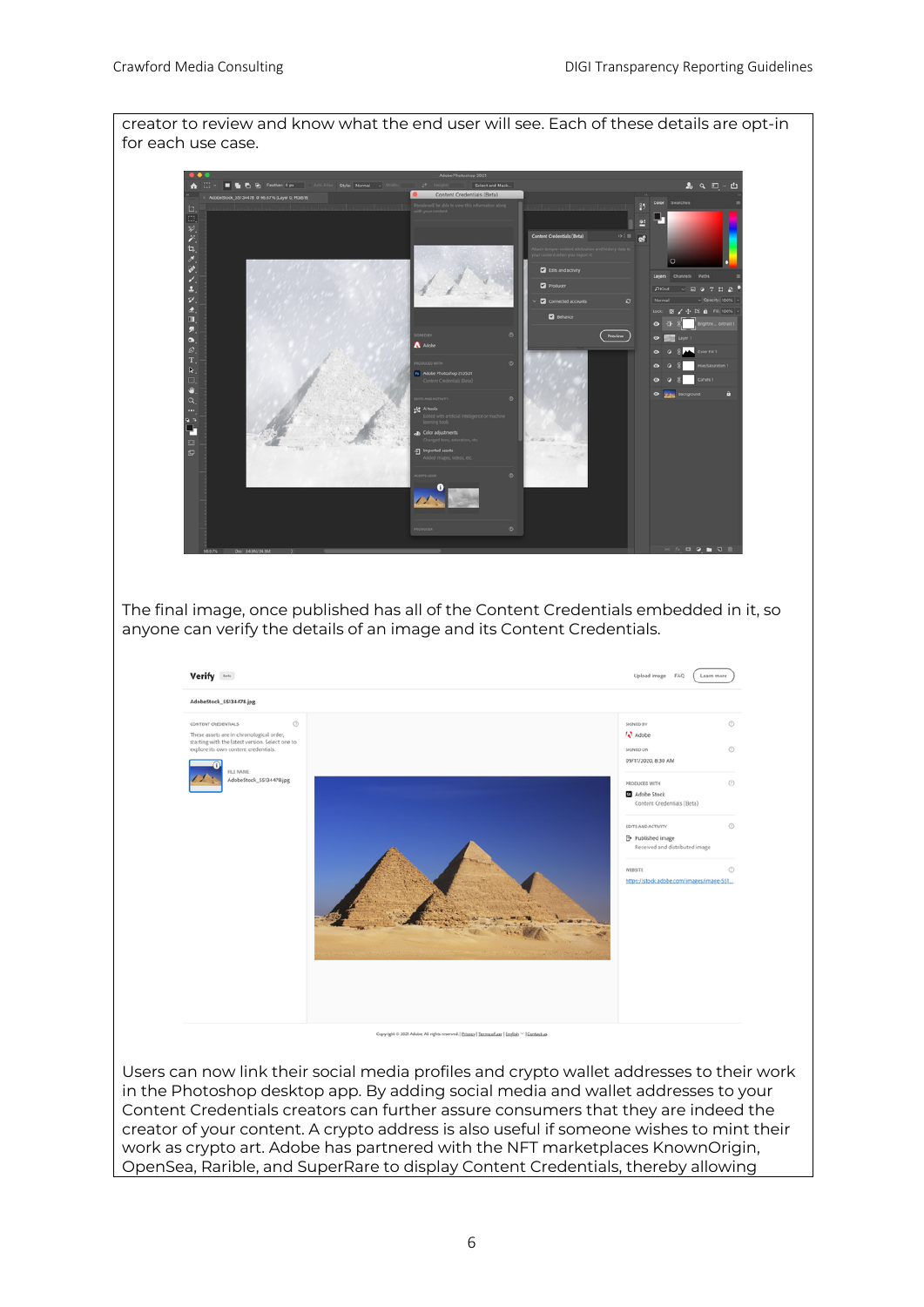creator to review and know what the end user will see. Each of these details are opt-in for each use case.

The final image, once published has all of the Content Credentials embedded in it, so anyone can verify the details of an image and its Content Credentials.

Users can now link their social media profiles and crypto wallet addresses to their work in the Photoshop desktop app. By adding social media and wallet addresses to your Content Credentials creators can further assure consumers that they are indeed the creator of your content. A crypto address is also useful if someone wishes to mint their work as crypto art. Adobe has partnered with the NFT marketplaces KnownOrigin, OpenSea, Rarible, and SuperRare to display Content Credentials, thereby allowing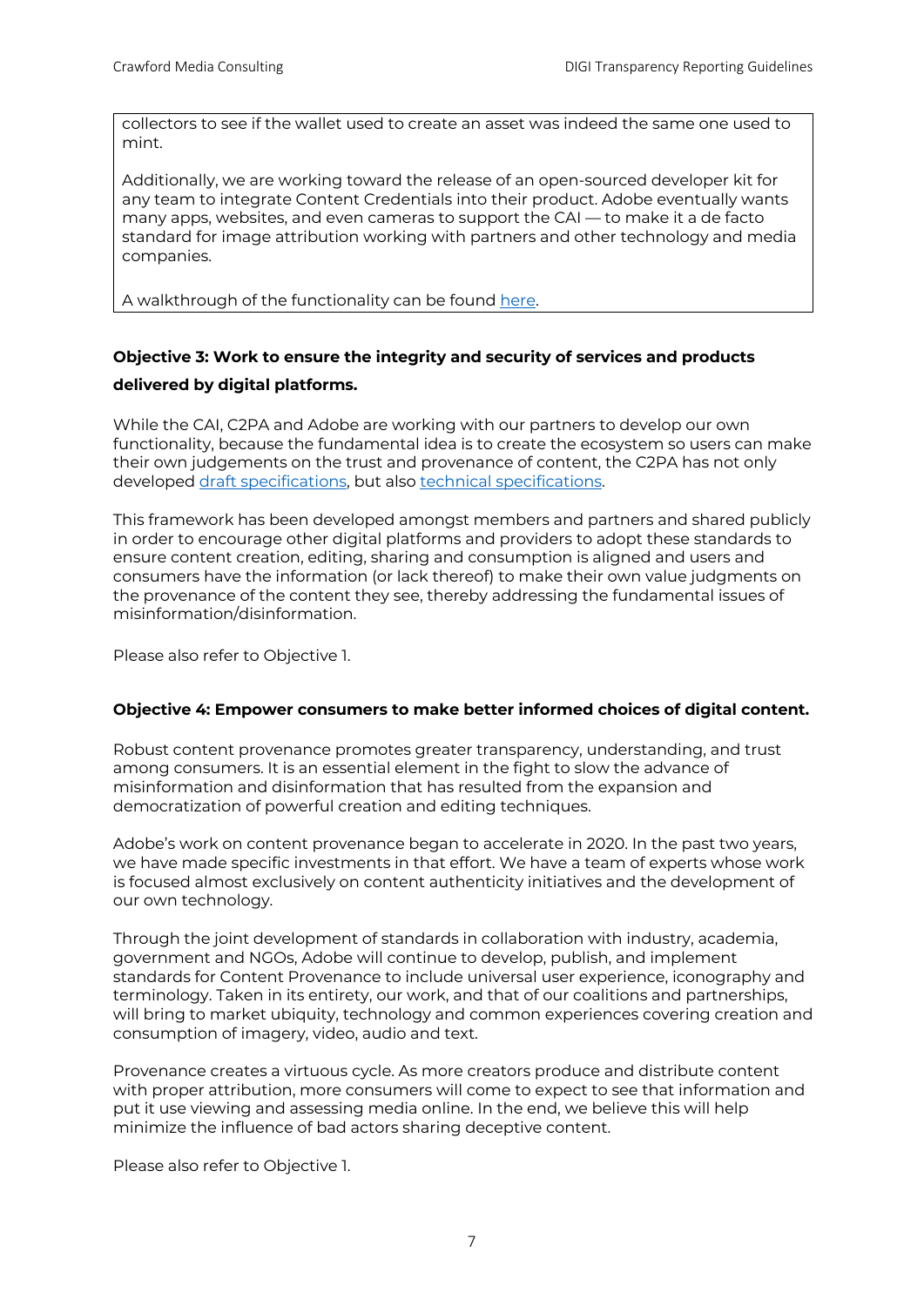collectors to see if the wallet used to create an asset was indeed the same one used to mint.

Additionally, we are working toward the release of an open-sourced developer kit for any team to integrate Content Credentials into their product. Adobe eventually wants many apps, websites, and even cameras to support the CAI — to make it a de facto standard for image attribution working with partners and other technology and media companies.

A walkthrough of the functionality can be found here.

**Objective 3: Work to ensure the integrity and security of services and products delivered by digital platforms.**

While the CAI, C2PA and Adobe are working with our partners to develop our own functionality, because the fundamental idea is to create the ecosystem so users can make their own judgements on the trust and provenance of content, the C2PA has not only developed draft specifications, but also technical specifications.

This framework has been developed amongst members and partners and shared publicly in order to encourage other digital platforms and providers to adopt these standards to ensure content creation, editing, sharing and consumption is aligned and users and consumers have the information (or lack thereof) to make their own value judgments on the provenance of the content they see, thereby addressing the fundamental issues of misinformation/disinformation.

Please also refer to Objective 1.

**Objective 4: Empower consumers to make better informed choices of digital content.**

Robust content provenance promotes greater transparency, understanding, and trust among consumers. It is an essential element in the fight to slow the advance of misinformation and disinformation that has resulted from the expansion and democratization of powerful creation and editing techniques.

Adobe's work on content provenance began to accelerate in 2020. In the past two years, we have made specific investments in that effort. We have a team of experts whose work is focused almost exclusively on content authenticity initiatives and the development of our own technology.

Through the joint development of standards in collaboration with industry, academia, government and NGOs, Adobe will continue to develop, publish, and implement standards for Content Provenance to include universal user experience, iconography and terminology. Taken in its entirety, our work, and that of our coalitions and partnerships, will bring to market ubiquity, technology and common experiences covering creation and consumption of imagery, video, audio and text.

Provenance creates a virtuous cycle. As more creators produce and distribute content with proper attribution, more consumers will come to expect to see that information and put it use viewing and assessing media online. In the end, we believe this will help minimize the influence of bad actors sharing deceptive content.

Please also refer to Objective 1.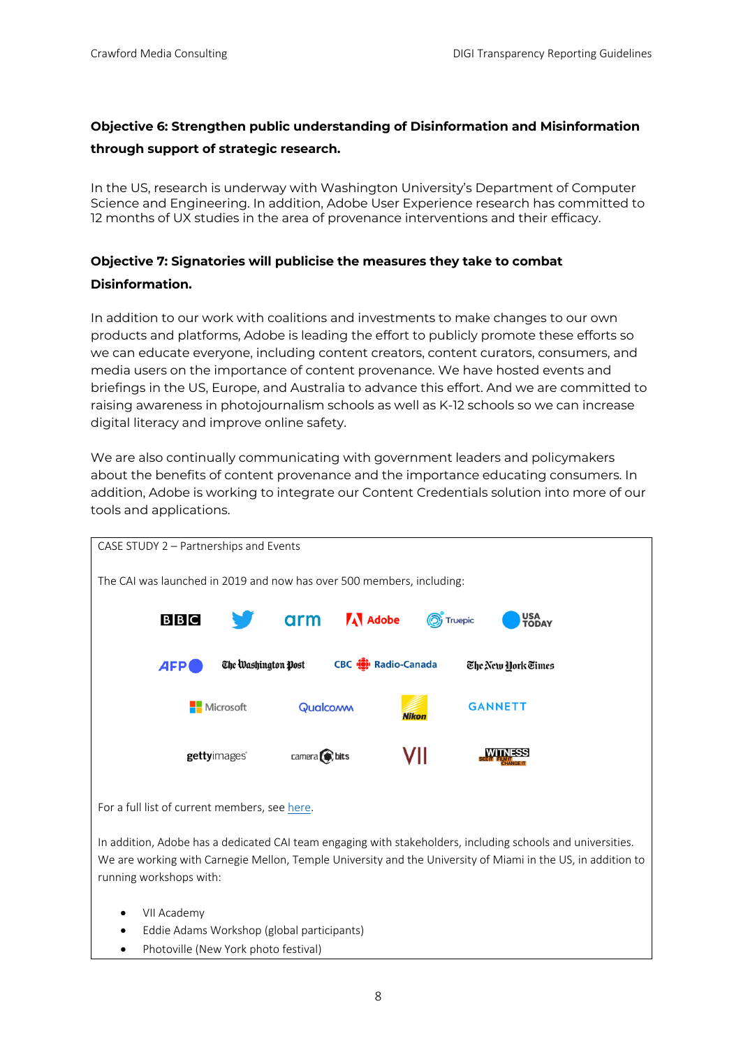**Objective 6: Strengthen public understanding of Disinformation and Misinformation through support of strategic research.**

In the US, research is underway with Washington University's Department of Computer Science and Engineering. In addition, Adobe User Experience research has committed to 12 months of UX studies in the area of provenance interventions and their efficacy.

**Objective 7: Signatories will publicise the measures they take to combat Disinformation.**

In addition to our work with coalitions and investments to make changes to our own products and platforms, Adobe is leading the effort to publicly promote these efforts so we can educate everyone, including content creators, content curators, consumers, and media users on the importance of content provenance. We have hosted events and briefings in the US, Europe, and Australia to advance this effort. And we are committed to raising awareness in photojournalism schools as well as K-12 schools so we can increase digital literacy and improve online safety.

We are also continually communicating with government leaders and policymakers about the benefits of content provenance and the importance educating consumers. In addition, Adobe is working to integrate our Content Credentials solution into more of our tools and applications.

CASE STUDY 2 – Partnerships and Events

The CAI was launched in 2019 and now has over 500 members, including:

BBC, Twitter, arm, Adobe, Truepic, USA TODAY

AFP, The Washington Post, CBC Radio-Canada, The New York Times

Microsoft, Qualcomm, Nikon, GANNETT

gettyimages, camera bits, VII, WITNESS

For a full list of current members, see here.

In addition, Adobe has a dedicated CAI team engaging with stakeholders, including schools and universities. We are working with Carnegie Mellon, Temple University and the University of Miami in the US, in addition to running workshops with:

- VII Academy
- Eddie Adams Workshop (global participants)
- Photoville (New York photo festival)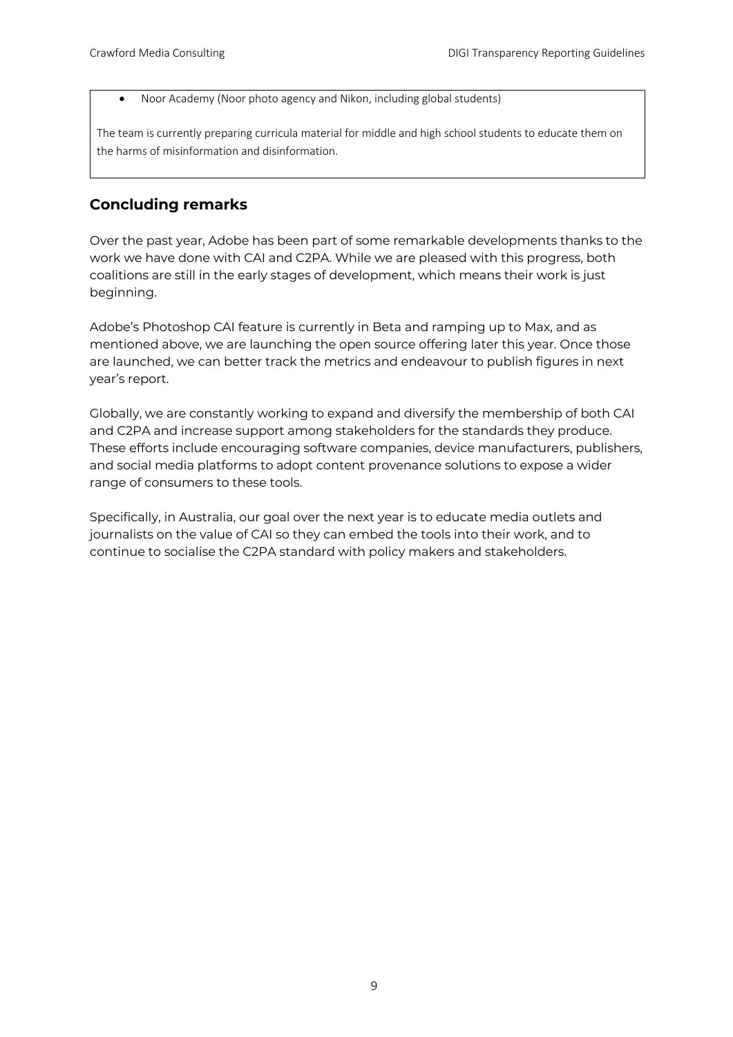- Noor Academy (Noor photo agency and Nikon, including global students)

The team is currently preparing curricula material for middle and high school students to educate them on the harms of misinformation and disinformation.

## Concluding remarks

Over the past year, Adobe has been part of some remarkable developments thanks to the work we have done with CAI and C2PA. While we are pleased with this progress, both coalitions are still in the early stages of development, which means their work is just beginning.

Adobe's Photoshop CAI feature is currently in Beta and ramping up to Max, and as mentioned above, we are launching the open source offering later this year. Once those are launched, we can better track the metrics and endeavour to publish figures in next year's report.

Globally, we are constantly working to expand and diversify the membership of both CAI and C2PA and increase support among stakeholders for the standards they produce. These efforts include encouraging software companies, device manufacturers, publishers, and social media platforms to adopt content provenance solutions to expose a wider range of consumers to these tools.

Specifically, in Australia, our goal over the next year is to educate media outlets and journalists on the value of CAI so they can embed the tools into their work, and to continue to socialise the C2PA standard with policy makers and stakeholders.